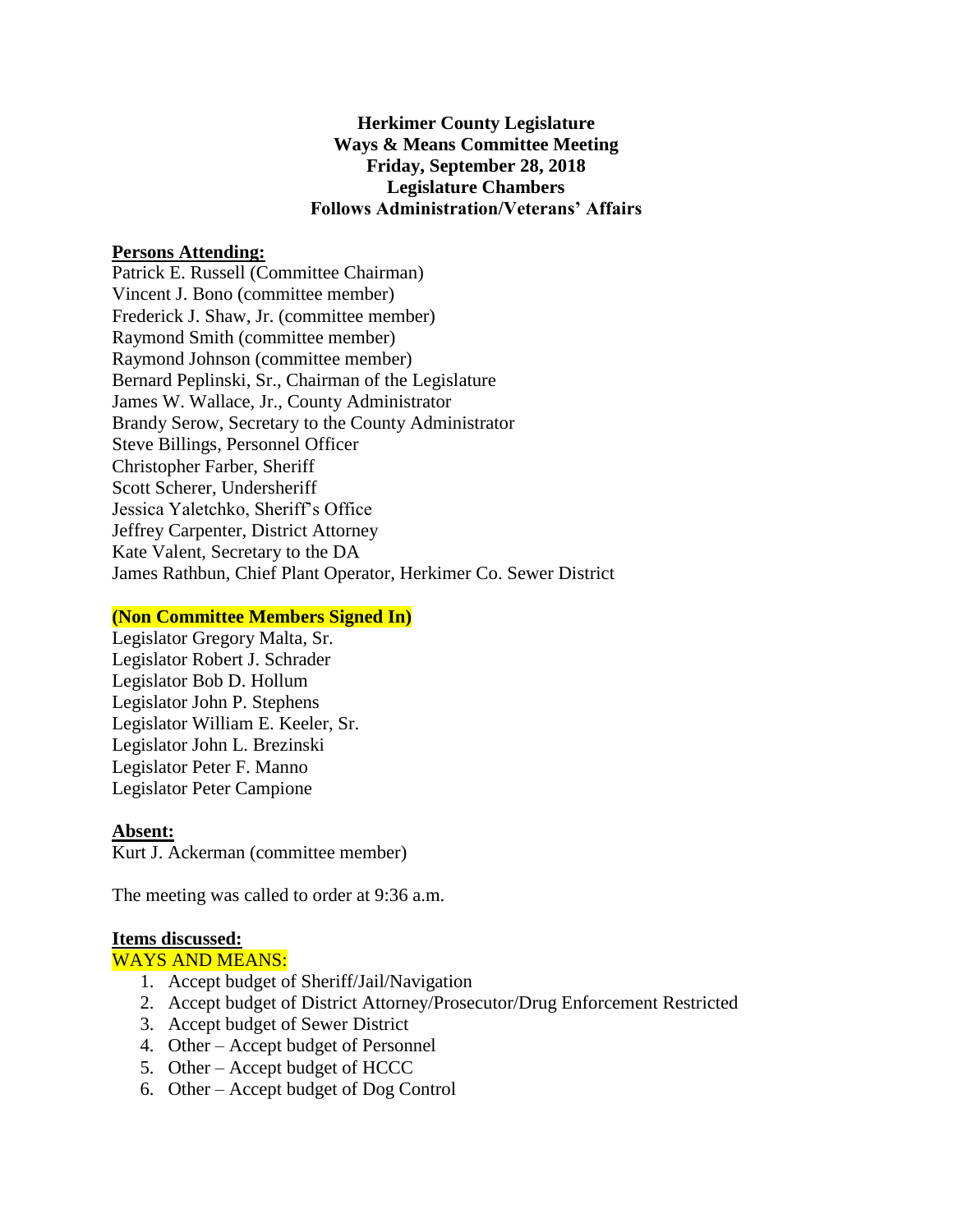**Herkimer County Legislature**
**Ways & Means Committee Meeting**
**Friday, September 28, 2018**
**Legislature Chambers**
**Follows Administration/Veterans' Affairs**

**Persons Attending:**

Patrick E. Russell (Committee Chairman)
Vincent J. Bono (committee member)
Frederick J. Shaw, Jr. (committee member)
Raymond Smith (committee member)
Raymond Johnson (committee member)
Bernard Peplinski, Sr., Chairman of the Legislature
James W. Wallace, Jr., County Administrator
Brandy Serow, Secretary to the County Administrator
Steve Billings, Personnel Officer
Christopher Farber, Sheriff
Scott Scherer, Undersheriff
Jessica Yaletchko, Sheriff's Office
Jeffrey Carpenter, District Attorney
Kate Valent, Secretary to the DA
James Rathbun, Chief Plant Operator, Herkimer Co. Sewer District

**(Non Committee Members Signed In)**

Legislator Gregory Malta, Sr.
Legislator Robert J. Schrader
Legislator Bob D. Hollum
Legislator John P. Stephens
Legislator William E. Keeler, Sr.
Legislator John L. Brezinski
Legislator Peter F. Manno
Legislator Peter Campione

**Absent:**

Kurt J. Ackerman (committee member)

The meeting was called to order at 9:36 a.m.

**Items discussed:**

WAYS AND MEANS:

1. Accept budget of Sheriff/Jail/Navigation
2. Accept budget of District Attorney/Prosecutor/Drug Enforcement Restricted
3. Accept budget of Sewer District
4. Other – Accept budget of Personnel
5. Other – Accept budget of HCCC
6. Other – Accept budget of Dog Control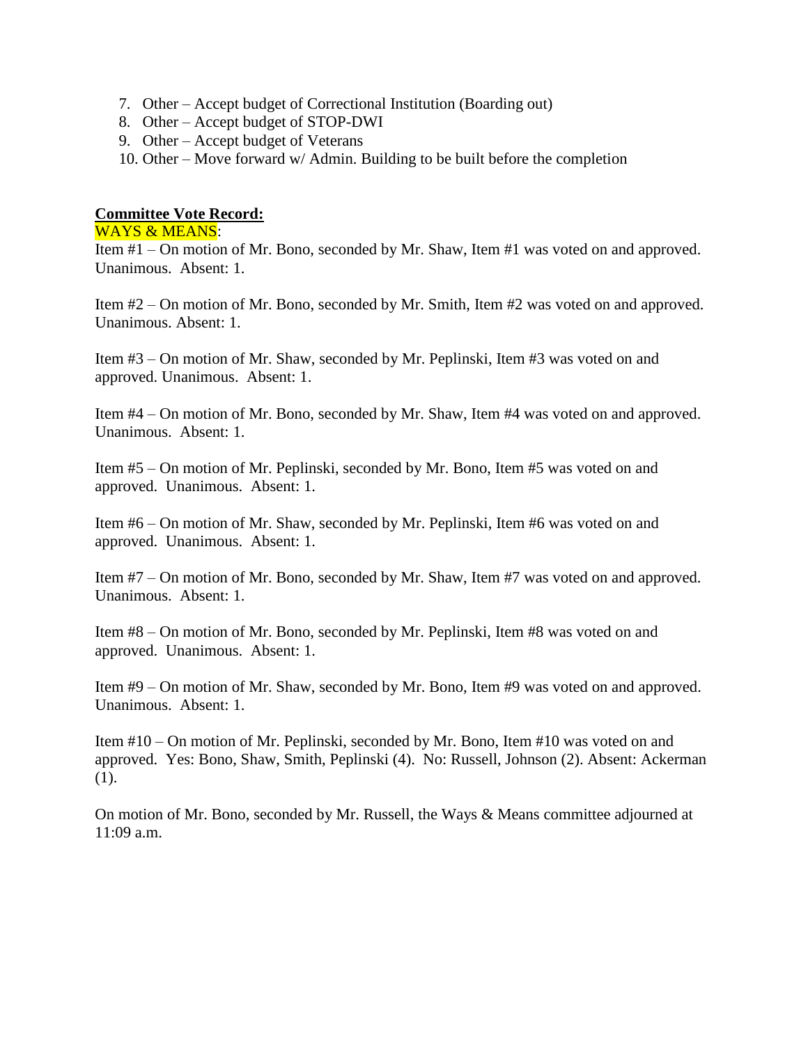7. Other – Accept budget of Correctional Institution (Boarding out)
8. Other – Accept budget of STOP-DWI
9. Other – Accept budget of Veterans
10. Other – Move forward w/ Admin. Building to be built before the completion

**Committee Vote Record:**

WAYS & MEANS:

Item #1 – On motion of Mr. Bono, seconded by Mr. Shaw, Item #1 was voted on and approved. Unanimous. Absent: 1.

Item #2 – On motion of Mr. Bono, seconded by Mr. Smith, Item #2 was voted on and approved. Unanimous. Absent: 1.

Item #3 – On motion of Mr. Shaw, seconded by Mr. Peplinski, Item #3 was voted on and approved. Unanimous. Absent: 1.

Item #4 – On motion of Mr. Bono, seconded by Mr. Shaw, Item #4 was voted on and approved. Unanimous. Absent: 1.

Item #5 – On motion of Mr. Peplinski, seconded by Mr. Bono, Item #5 was voted on and approved. Unanimous. Absent: 1.

Item #6 – On motion of Mr. Shaw, seconded by Mr. Peplinski, Item #6 was voted on and approved. Unanimous. Absent: 1.

Item #7 – On motion of Mr. Bono, seconded by Mr. Shaw, Item #7 was voted on and approved. Unanimous. Absent: 1.

Item #8 – On motion of Mr. Bono, seconded by Mr. Peplinski, Item #8 was voted on and approved. Unanimous. Absent: 1.

Item #9 – On motion of Mr. Shaw, seconded by Mr. Bono, Item #9 was voted on and approved. Unanimous. Absent: 1.

Item #10 – On motion of Mr. Peplinski, seconded by Mr. Bono, Item #10 was voted on and approved. Yes: Bono, Shaw, Smith, Peplinski (4). No: Russell, Johnson (2). Absent: Ackerman (1).

On motion of Mr. Bono, seconded by Mr. Russell, the Ways & Means committee adjourned at 11:09 a.m.